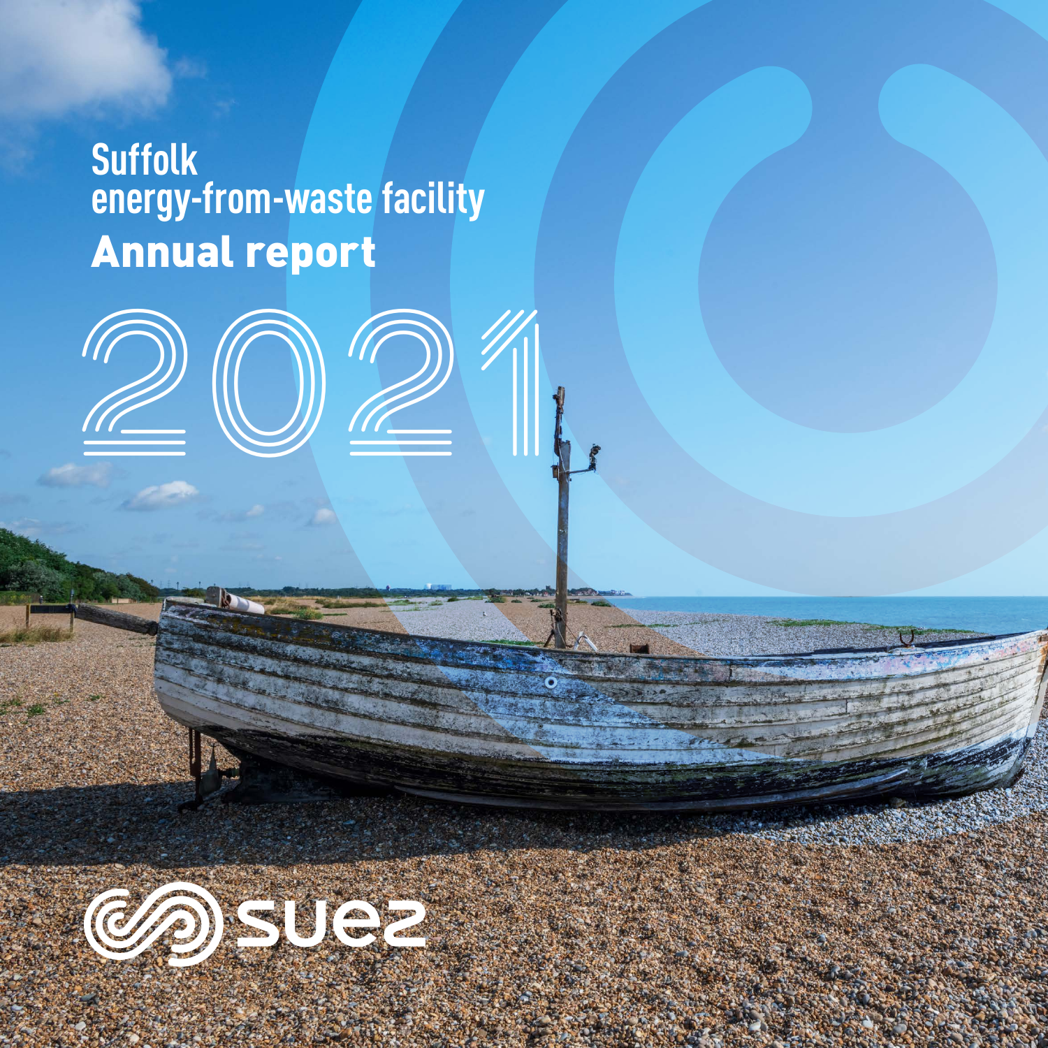# Suffolk energy-from-waste facility

# Annual report

# 2021

SUEZ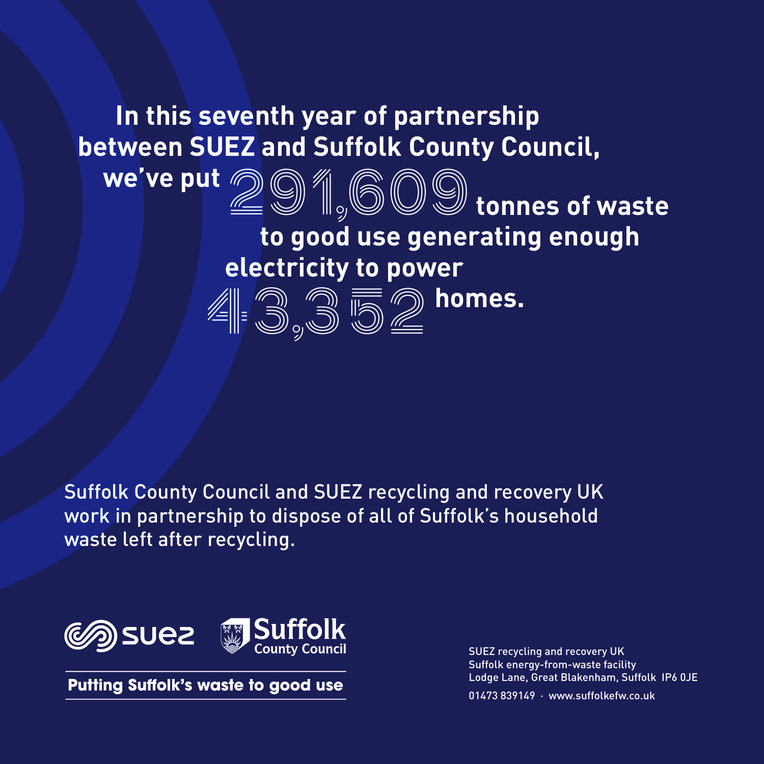**In this seventh year of partnership between SUEZ and Suffolk County Council, we've put 291,609 tonnes of waste to good use generating enough electricity to power 43,352 homes.**

Suffolk County Council and SUEZ recycling and recovery UK work in partnership to dispose of all of Suffolk's household waste left after recycling.

SUEZ  Suffolk County Council

**Putting Suffolk's waste to good use**

SUEZ recycling and recovery UK
Suffolk energy-from-waste facility
Lodge Lane, Great Blakenham, Suffolk IP6 0JE

01473 839149 · www.suffolkefw.co.uk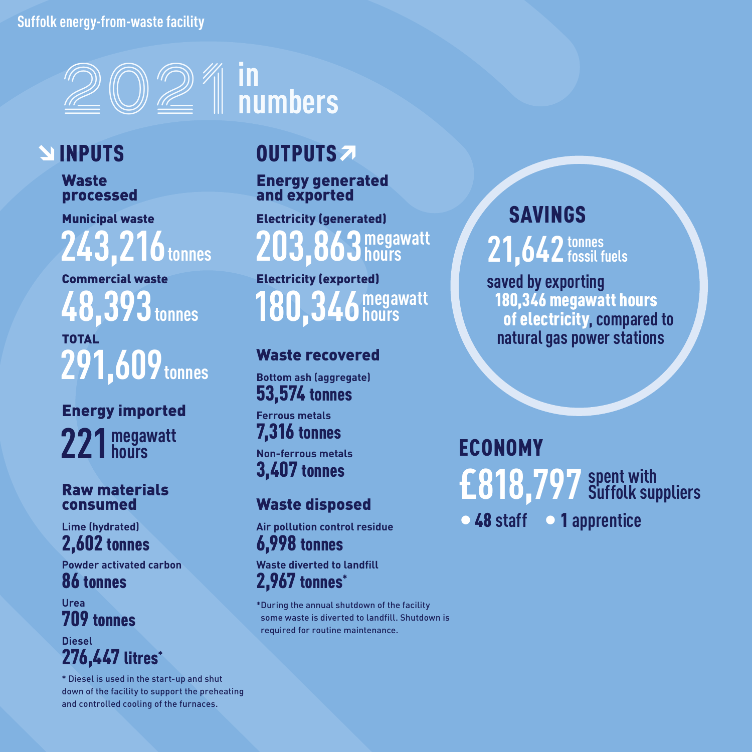Suffolk energy-from-waste facility

# 2021 in numbers

## INPUTS

### Waste processed

**Municipal waste**
**243,216** tonnes

**Commercial waste**
**48,393** tonnes

**TOTAL**
**291,609** tonnes

### Energy imported

**221** megawatt hours

### Raw materials consumed

**Lime (hydrated)**
**2,602 tonnes**

**Powder activated carbon**
**86 tonnes**

**Urea**
**709 tonnes**

**Diesel**
**276,447 litres***

* Diesel is used in the start-up and shut down of the facility to support the preheating and controlled cooling of the furnaces.

## OUTPUTS

### Energy generated and exported

**Electricity (generated)**
**203,863** megawatt hours

**Electricity (exported)**
**180,346** megawatt hours

### Waste recovered

**Bottom ash (aggregate)**
**53,574 tonnes**

**Ferrous metals**
**7,316 tonnes**

**Non-ferrous metals**
**3,407 tonnes**

### Waste disposed

**Air pollution control residue**
**6,998 tonnes**

**Waste diverted to landfill**
**2,967 tonnes***

*During the annual shutdown of the facility some waste is diverted to landfill. Shutdown is required for routine maintenance.

## SAVINGS

**21,642** tonnes fossil fuels

saved by exporting **180,346 megawatt hours of electricity**, compared to natural gas power stations

## ECONOMY

**£818,797** spent with Suffolk suppliers

- **48** staff
- **1** apprentice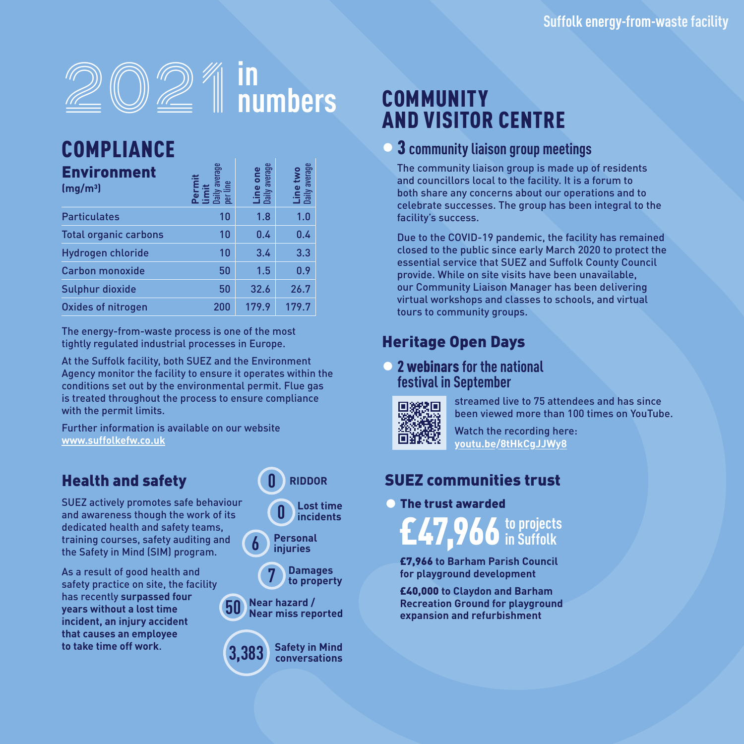# 2021 in numbers

## COMPLIANCE

### Environment

| Environment (mg/m³) | Permit limit Daily average per line | Line one Daily average | Line two Daily average |
|---|---|---|---|
| Particulates | 10 | 1.8 | 1.0 |
| Total organic carbons | 10 | 0.4 | 0.4 |
| Hydrogen chloride | 10 | 3.4 | 3.3 |
| Carbon monoxide | 50 | 1.5 | 0.9 |
| Sulphur dioxide | 50 | 32.6 | 26.7 |
| Oxides of nitrogen | 200 | 179.9 | 179.7 |

The energy-from-waste process is one of the most tightly regulated industrial processes in Europe.

At the Suffolk facility, both SUEZ and the Environment Agency monitor the facility to ensure it operates within the conditions set out by the environmental permit. Flue gas is treated throughout the process to ensure compliance with the permit limits.

Further information is available on our website **www.suffolkefw.co.uk**

### Health and safety

SUEZ actively promotes safe behaviour and awareness though the work of its dedicated health and safety teams, training courses, safety auditing and the Safety in Mind (SIM) program.

As a result of good health and safety practice on site, the facility has recently **surpassed four years without a lost time incident, an injury accident that causes an employee to take time off work.**

- **0** RIDDOR
- **0** Lost time incidents
- **6** Personal injuries
- **7** Damages to property
- **50** Near hazard / Near miss reported
- **3,383** Safety in Mind conversations

## COMMUNITY AND VISITOR CENTRE

- **3 community liaison group meetings**

The community liaison group is made up of residents and councillors local to the facility. It is a forum to both share any concerns about our operations and to celebrate successes. The group has been integral to the facility's success.

Due to the COVID-19 pandemic, the facility has remained closed to the public since early March 2020 to protect the essential service that SUEZ and Suffolk County Council provide. While on site visits have been unavailable, our Community Liaison Manager has been delivering virtual workshops and classes to schools, and virtual tours to community groups.

### Heritage Open Days

- **2 webinars for the national festival in September**

streamed live to 75 attendees and has since been viewed more than 100 times on YouTube.

Watch the recording here: **youtu.be/8tHkCgJJWy8**

### SUEZ communities trust

- **The trust awarded**

**£47,966 to projects in Suffolk**

**£7,966 to Barham Parish Council for playground development**

**£40,000 to Claydon and Barham Recreation Ground for playground expansion and refurbishment**